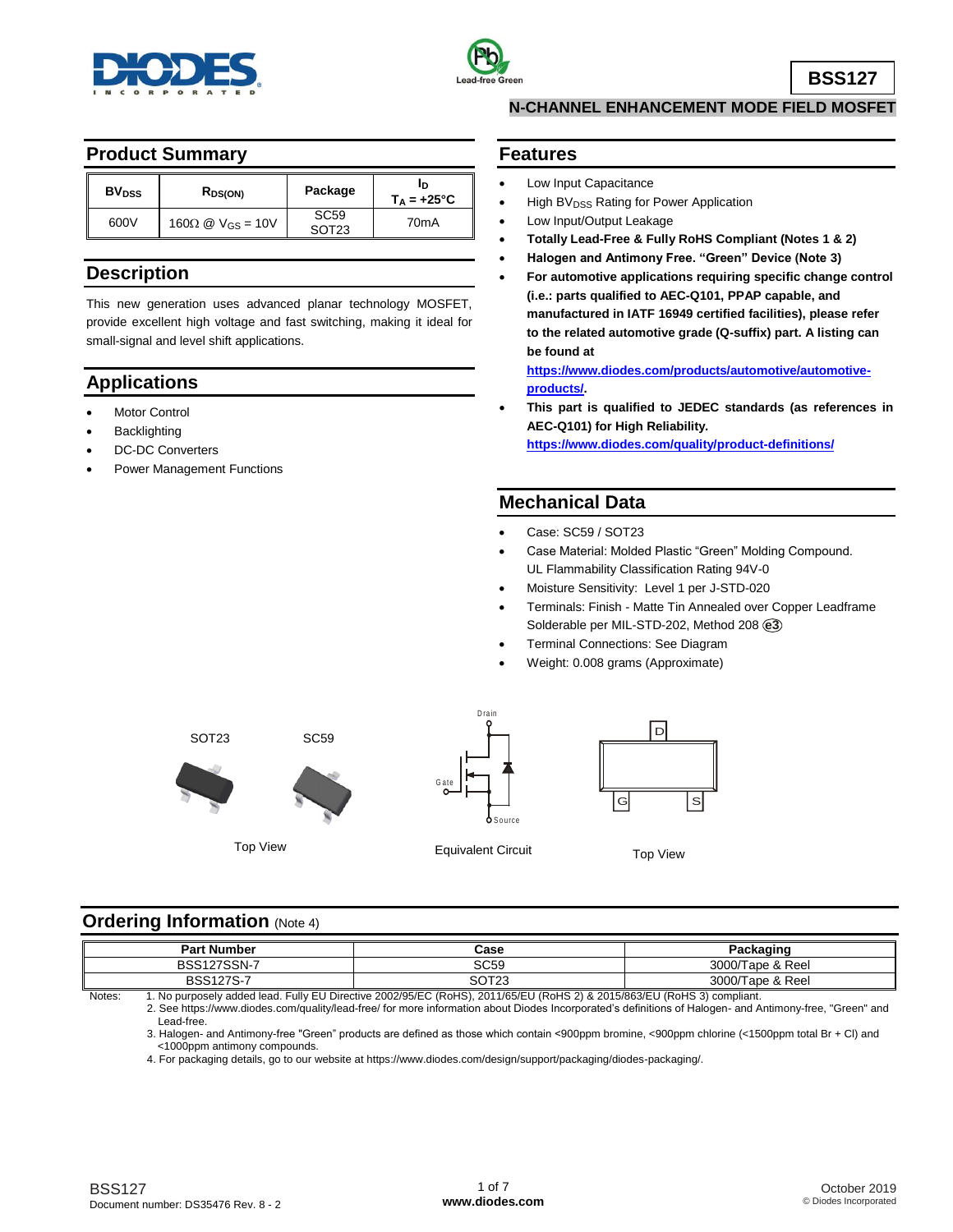# BSS127

## N-CHANNEL ENHANCEMENT MODE FIELD MOSFET

## Product Summary

| $BV_{DSS}$ | $R_{DS(ON)}$ | Package | $I_D$ $T_A$ = +25°C |
|---|---|---|---|
| 600V | 160Ω @ $V_{GS}$ = 10V | SC59 SOT23 | 70mA |

## Description

This new generation uses advanced planar technology MOSFET, provide excellent high voltage and fast switching, making it ideal for small-signal and level shift applications.

## Applications

- Motor Control
- Backlighting
- DC-DC Converters
- Power Management Functions

## Features

- Low Input Capacitance
- High $BV_{DSS}$ Rating for Power Application
- Low Input/Output Leakage
- **Totally Lead-Free & Fully RoHS Compliant (Notes 1 & 2)**
- **Halogen and Antimony Free. "Green" Device (Note 3)**
- **For automotive applications requiring specific change control (i.e.: parts qualified to AEC-Q101, PPAP capable, and manufactured in IATF 16949 certified facilities), please refer to the related automotive grade (Q-suffix) part. A listing can be found at https://www.diodes.com/products/automotive/automotive-products/.**
- **This part is qualified to JEDEC standards (as references in AEC-Q101) for High Reliability. https://www.diodes.com/quality/product-definitions/**

## Mechanical Data

- Case: SC59 / SOT23
- Case Material: Molded Plastic "Green" Molding Compound. UL Flammability Classification Rating 94V-0
- Moisture Sensitivity: Level 1 per J-STD-020
- Terminals: Finish - Matte Tin Annealed over Copper Leadframe Solderable per MIL-STD-202, Method 208 (e3)
- Terminal Connections: See Diagram
- Weight: 0.008 grams (Approximate)

SOT23 SC59

Top View

Equivalent Circuit

Top View

## Ordering Information (Note 4)

| Part Number | Case | Packaging |
|---|---|---|
| BSS127SSN-7 | SC59 | 3000/Tape & Reel |
| BSS127S-7 | SOT23 | 3000/Tape & Reel |

Notes:
1. No purposely added lead. Fully EU Directive 2002/95/EC (RoHS), 2011/65/EU (RoHS 2) & 2015/863/EU (RoHS 3) compliant.
2. See https://www.diodes.com/quality/lead-free/ for more information about Diodes Incorporated's definitions of Halogen- and Antimony-free, "Green" and Lead-free.
3. Halogen- and Antimony-free "Green" products are defined as those which contain <900ppm bromine, <900ppm chlorine (<1500ppm total Br + Cl) and <1000ppm antimony compounds.
4. For packaging details, go to our website at https://www.diodes.com/design/support/packaging/diodes-packaging/.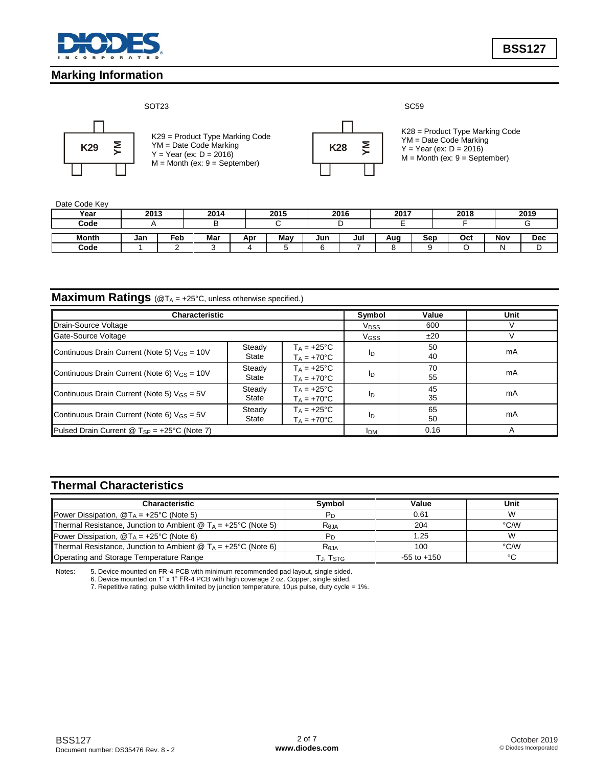## Marking Information

SOT23

K29 YM

K29 = Product Type Marking Code
YM = Date Code Marking
Y = Year (ex: D = 2016)
M = Month (ex: 9 = September)

SC59

K28 YM

K28 = Product Type Marking Code
YM = Date Code Marking
Y = Year (ex: D = 2016)
M = Month (ex: 9 = September)

Date Code Key

| Year | 2013 | 2014 | 2015 | 2016 | 2017 | 2018 | 2019 |
|---|---|---|---|---|---|---|---|
| Code | A | B | C | D | E | F | G |

| Month | Jan | Feb | Mar | Apr | May | Jun | Jul | Aug | Sep | Oct | Nov | Dec |
|---|---|---|---|---|---|---|---|---|---|---|---|---|
| Code | 1 | 2 | 3 | 4 | 5 | 6 | 7 | 8 | 9 | O | N | D |

## Maximum Ratings (@$T_A$ = +25°C, unless otherwise specified.)

| Characteristic | | | Symbol | Value | Unit |
|---|---|---|---|---|---|
| Drain-Source Voltage | | | $V_{DSS}$ | 600 | V |
| Gate-Source Voltage | | | $V_{GSS}$ | ±20 | V |
| Continuous Drain Current (Note 5) $V_{GS}$ = 10V | Steady State | $T_A$ = +25°C<br>$T_A$ = +70°C | $I_D$ | 50<br>40 | mA |
| Continuous Drain Current (Note 6) $V_{GS}$ = 10V | Steady State | $T_A$ = +25°C<br>$T_A$ = +70°C | $I_D$ | 70<br>55 | mA |
| Continuous Drain Current (Note 5) $V_{GS}$ = 5V | Steady State | $T_A$ = +25°C<br>$T_A$ = +70°C | $I_D$ | 45<br>35 | mA |
| Continuous Drain Current (Note 6) $V_{GS}$ = 5V | Steady State | $T_A$ = +25°C<br>$T_A$ = +70°C | $I_D$ | 65<br>50 | mA |
| Pulsed Drain Current @ $T_{SP}$ = +25°C (Note 7) | | | $I_{DM}$ | 0.16 | A |

## Thermal Characteristics

| Characteristic | Symbol | Value | Unit |
|---|---|---|---|
| Power Dissipation, @$T_A$ = +25°C (Note 5) | $P_D$ | 0.61 | W |
| Thermal Resistance, Junction to Ambient @ $T_A$ = +25°C (Note 5) | $R_{\theta JA}$ | 204 | °C/W |
| Power Dissipation, @$T_A$ = +25°C (Note 6) | $P_D$ | 1.25 | W |
| Thermal Resistance, Junction to Ambient @ $T_A$ = +25°C (Note 6) | $R_{\theta JA}$ | 100 | °C/W |
| Operating and Storage Temperature Range | $T_J$, $T_{STG}$ | -55 to +150 | °C |

Notes:
5. Device mounted on FR-4 PCB with minimum recommended pad layout, single sided.
6. Device mounted on 1" x 1" FR-4 PCB with high coverage 2 oz. Copper, single sided.
7. Repetitive rating, pulse width limited by junction temperature, 10µs pulse, duty cycle = 1%.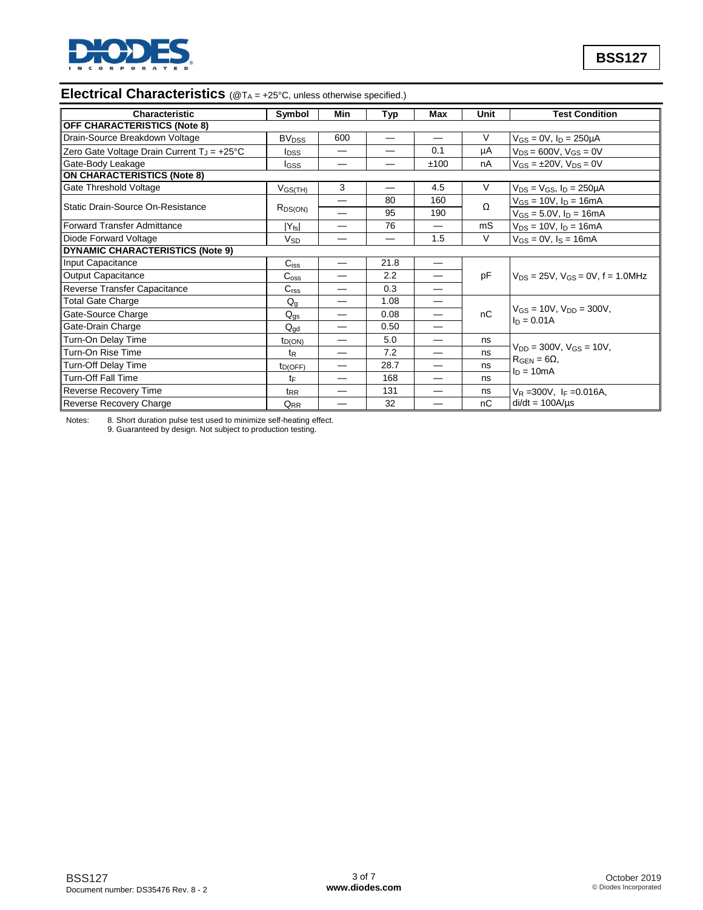## Electrical Characteristics (@$T_A$ = +25°C, unless otherwise specified.)

| Characteristic | Symbol | Min | Typ | Max | Unit | Test Condition |
|---|---|---|---|---|---|---|
| **OFF CHARACTERISTICS (Note 8)** | | | | | | |
| Drain-Source Breakdown Voltage | $BV_{DSS}$ | 600 | — | — | V | $V_{GS}$ = 0V, $I_D$ = 250μA |
| Zero Gate Voltage Drain Current $T_J$ = +25°C | $I_{DSS}$ | — | — | 0.1 | μA | $V_{DS}$ = 600V, $V_{GS}$ = 0V |
| Gate-Body Leakage | $I_{GSS}$ | — | — | ±100 | nA | $V_{GS}$ = ±20V, $V_{DS}$ = 0V |
| **ON CHARACTERISTICS (Note 8)** | | | | | | |
| Gate Threshold Voltage | $V_{GS(TH)}$ | 3 | — | 4.5 | V | $V_{DS}$ = $V_{GS}$, $I_D$ = 250μA |
| Static Drain-Source On-Resistance | $R_{DS(ON)}$ | — | 80 | 160 | Ω | $V_{GS}$ = 10V, $I_D$ = 16mA |
| | | — | 95 | 190 | | $V_{GS}$ = 5.0V, $I_D$ = 16mA |
| Forward Transfer Admittance | $\|Y_{fs}\|$ | — | 76 | — | mS | $V_{DS}$ = 10V, $I_D$ = 16mA |
| Diode Forward Voltage | $V_{SD}$ | — | — | 1.5 | V | $V_{GS}$ = 0V, $I_S$ = 16mA |
| **DYNAMIC CHARACTERISTICS (Note 9)** | | | | | | |
| Input Capacitance | $C_{iss}$ | — | 21.8 | — | pF | $V_{DS}$ = 25V, $V_{GS}$ = 0V, f = 1.0MHz |
| Output Capacitance | $C_{oss}$ | — | 2.2 | — | | |
| Reverse Transfer Capacitance | $C_{rss}$ | — | 0.3 | — | | |
| Total Gate Charge | $Q_g$ | — | 1.08 | — | nC | $V_{GS}$ = 10V, $V_{DD}$ = 300V, $I_D$ = 0.01A |
| Gate-Source Charge | $Q_{gs}$ | — | 0.08 | — | | |
| Gate-Drain Charge | $Q_{gd}$ | — | 0.50 | — | | |
| Turn-On Delay Time | $t_{D(ON)}$ | — | 5.0 | — | ns | $V_{DD}$ = 300V, $V_{GS}$ = 10V, $R_{GEN}$ = 6Ω, $I_D$ = 10mA |
| Turn-On Rise Time | $t_R$ | — | 7.2 | — | ns | |
| Turn-Off Delay Time | $t_{D(OFF)}$ | — | 28.7 | — | ns | |
| Turn-Off Fall Time | $t_F$ | — | 168 | — | ns | |
| Reverse Recovery Time | $t_{RR}$ | — | 131 | — | ns | $V_R$ =300V, $I_F$ =0.016A, di/dt = 100A/μs |
| Reverse Recovery Charge | $Q_{RR}$ | — | 32 | — | nC | |

Notes:
8. Short duration pulse test used to minimize self-heating effect.
9. Guaranteed by design. Not subject to production testing.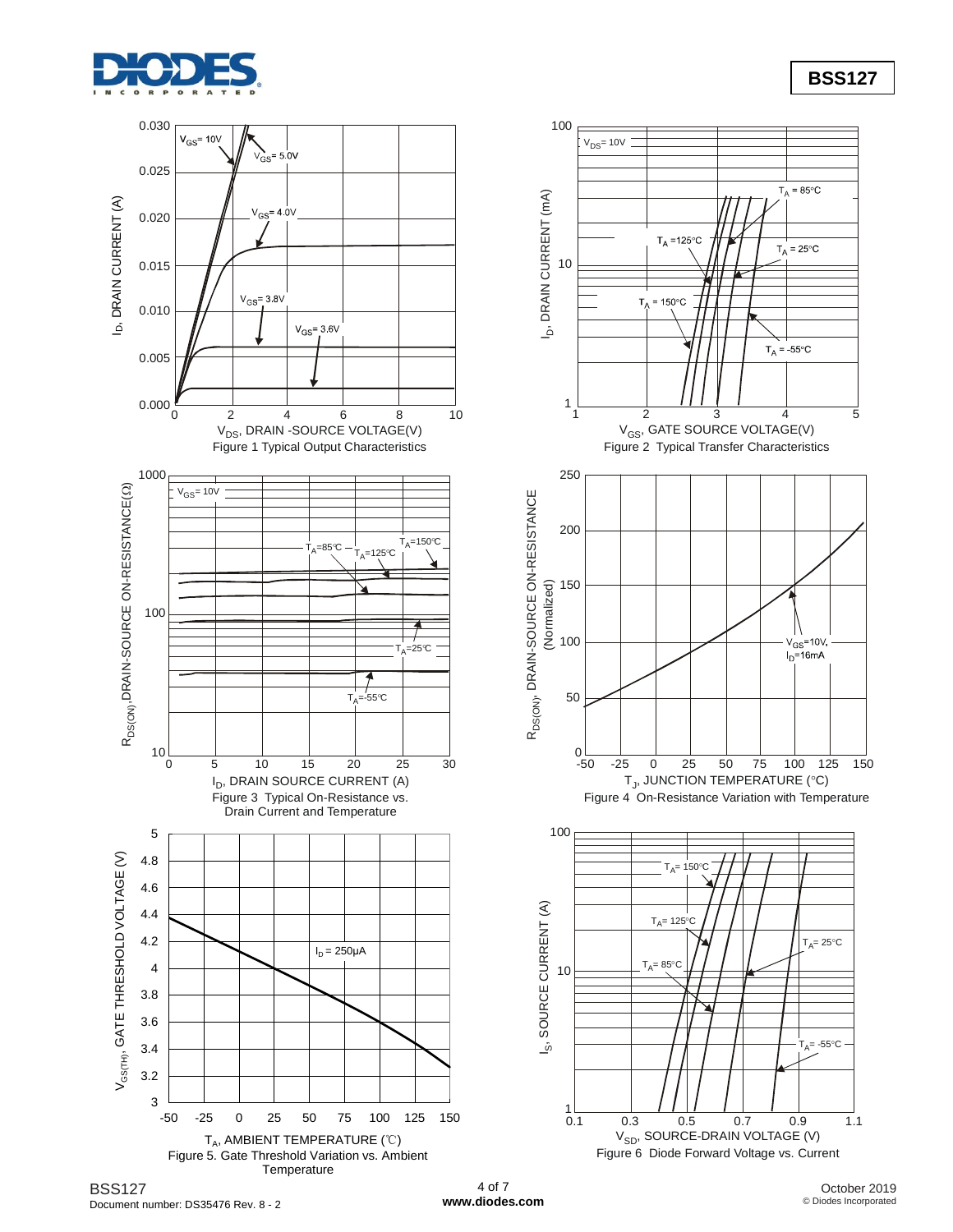Figure 1 Typical Output Characteristics

Figure 2 Typical Transfer Characteristics

Figure 3 Typical On-Resistance vs. Drain Current and Temperature

Figure 4 On-Resistance Variation with Temperature

Figure 5. Gate Threshold Variation vs. Ambient Temperature

Figure 6 Diode Forward Voltage vs. Current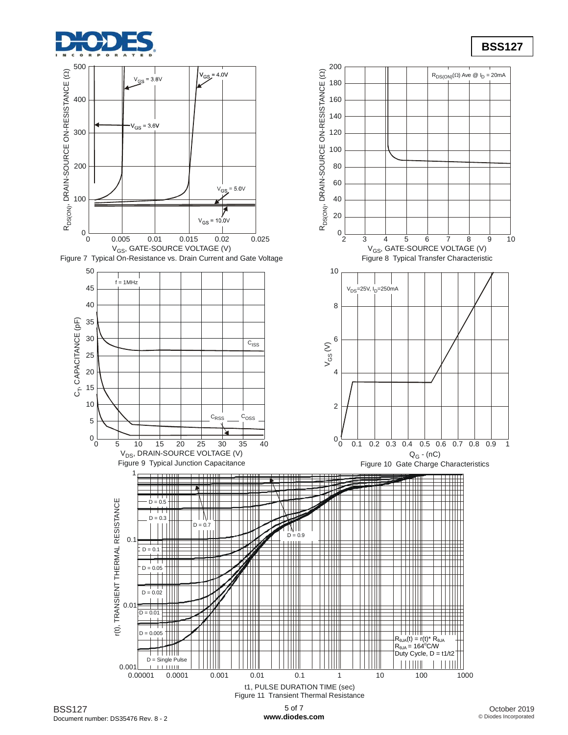Figure 7 Typical On-Resistance vs. Drain Current and Gate Voltage

Figure 8 Typical Transfer Characteristic

Figure 9 Typical Junction Capacitance

Figure 10 Gate Charge Characteristics

Figure 11 Transient Thermal Resistance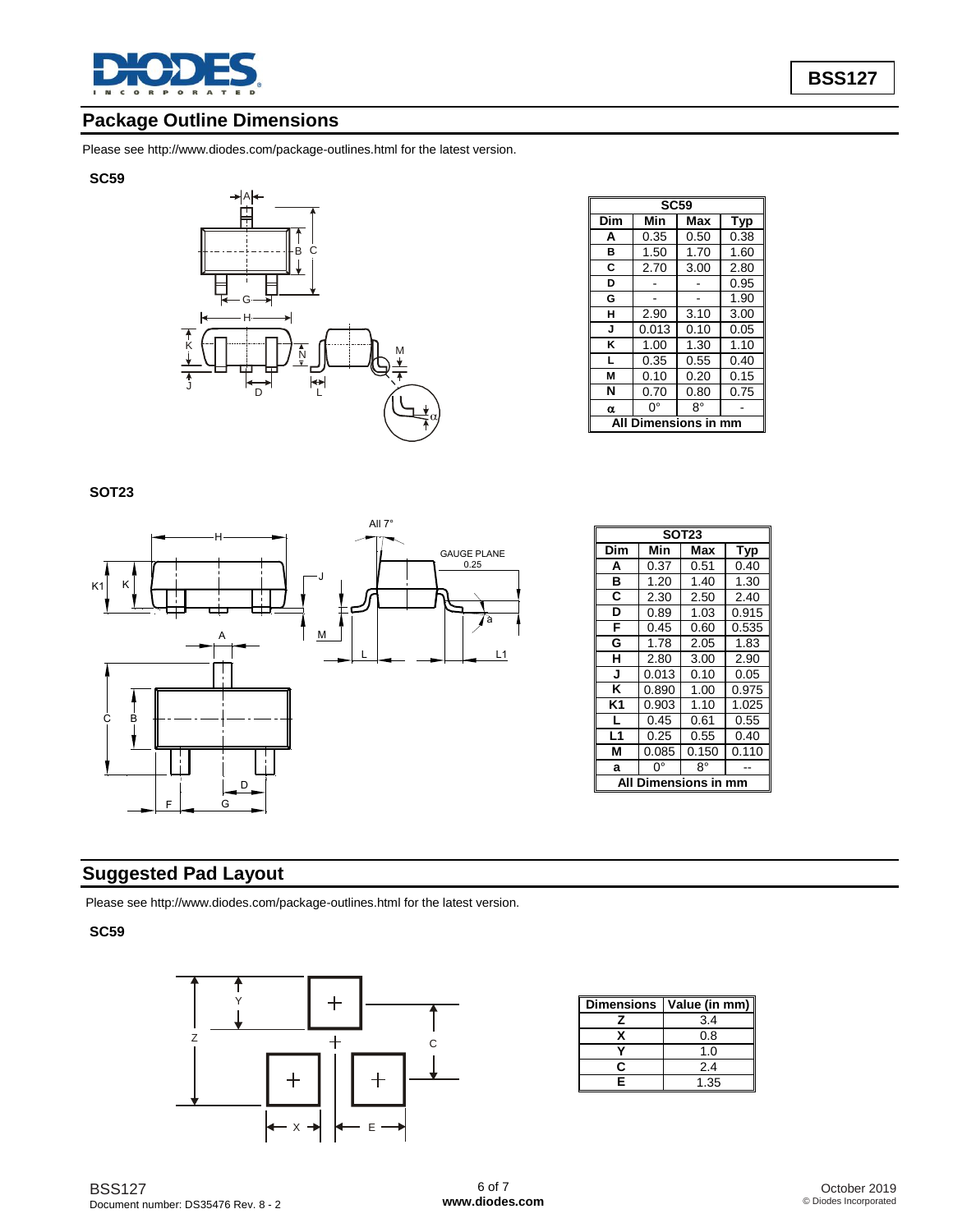## Package Outline Dimensions

Please see http://www.diodes.com/package-outlines.html for the latest version.

### SC59

| SC59 | | | |
|---|---|---|---|
| Dim | Min | Max | Typ |
| A | 0.35 | 0.50 | 0.38 |
| B | 1.50 | 1.70 | 1.60 |
| C | 2.70 | 3.00 | 2.80 |
| D | - | - | 0.95 |
| G | - | - | 1.90 |
| H | 2.90 | 3.10 | 3.00 |
| J | 0.013 | 0.10 | 0.05 |
| K | 1.00 | 1.30 | 1.10 |
| L | 0.35 | 0.55 | 0.40 |
| M | 0.10 | 0.20 | 0.15 |
| N | 0.70 | 0.80 | 0.75 |
| α | 0° | 8° | - |
| All Dimensions in mm | | | |

### SOT23

| SOT23 | | | |
|---|---|---|---|
| Dim | Min | Max | Typ |
| A | 0.37 | 0.51 | 0.40 |
| B | 1.20 | 1.40 | 1.30 |
| C | 2.30 | 2.50 | 2.40 |
| D | 0.89 | 1.03 | 0.915 |
| F | 0.45 | 0.60 | 0.535 |
| G | 1.78 | 2.05 | 1.83 |
| H | 2.80 | 3.00 | 2.90 |
| J | 0.013 | 0.10 | 0.05 |
| K | 0.890 | 1.00 | 0.975 |
| K1 | 0.903 | 1.10 | 1.025 |
| L | 0.45 | 0.61 | 0.55 |
| L1 | 0.25 | 0.55 | 0.40 |
| M | 0.085 | 0.150 | 0.110 |
| a | 0° | 8° | -- |
| All Dimensions in mm | | | |

## Suggested Pad Layout

Please see http://www.diodes.com/package-outlines.html for the latest version.

### SC59

| Dimensions | Value (in mm) |
|---|---|
| Z | 3.4 |
| X | 0.8 |
| Y | 1.0 |
| C | 2.4 |
| E | 1.35 |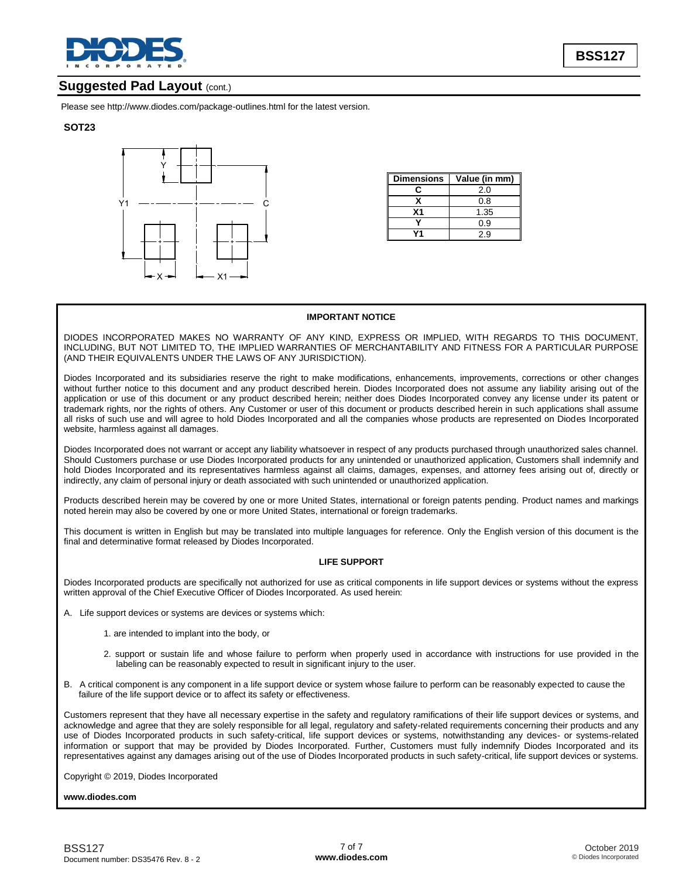## Suggested Pad Layout (cont.)

Please see http://www.diodes.com/package-outlines.html for the latest version.

**SOT23**

Y

Y1

C

X

X1

| Dimensions | Value (in mm) |
|---|---|
| C | 2.0 |
| X | 0.8 |
| X1 | 1.35 |
| Y | 0.9 |
| Y1 | 2.9 |

**IMPORTANT NOTICE**

DIODES INCORPORATED MAKES NO WARRANTY OF ANY KIND, EXPRESS OR IMPLIED, WITH REGARDS TO THIS DOCUMENT, INCLUDING, BUT NOT LIMITED TO, THE IMPLIED WARRANTIES OF MERCHANTABILITY AND FITNESS FOR A PARTICULAR PURPOSE (AND THEIR EQUIVALENTS UNDER THE LAWS OF ANY JURISDICTION).

Diodes Incorporated and its subsidiaries reserve the right to make modifications, enhancements, improvements, corrections or other changes without further notice to this document and any product described herein. Diodes Incorporated does not assume any liability arising out of the application or use of this document or any product described herein; neither does Diodes Incorporated convey any license under its patent or trademark rights, nor the rights of others. Any Customer or user of this document or products described herein in such applications shall assume all risks of such use and will agree to hold Diodes Incorporated and all the companies whose products are represented on Diodes Incorporated website, harmless against all damages.

Diodes Incorporated does not warrant or accept any liability whatsoever in respect of any products purchased through unauthorized sales channel. Should Customers purchase or use Diodes Incorporated products for any unintended or unauthorized application, Customers shall indemnify and hold Diodes Incorporated and its representatives harmless against all claims, damages, expenses, and attorney fees arising out of, directly or indirectly, any claim of personal injury or death associated with such unintended or unauthorized application.

Products described herein may be covered by one or more United States, international or foreign patents pending. Product names and markings noted herein may also be covered by one or more United States, international or foreign trademarks.

This document is written in English but may be translated into multiple languages for reference. Only the English version of this document is the final and determinative format released by Diodes Incorporated.

**LIFE SUPPORT**

Diodes Incorporated products are specifically not authorized for use as critical components in life support devices or systems without the express written approval of the Chief Executive Officer of Diodes Incorporated. As used herein:

A. Life support devices or systems are devices or systems which:

1. are intended to implant into the body, or
2. support or sustain life and whose failure to perform when properly used in accordance with instructions for use provided in the labeling can be reasonably expected to result in significant injury to the user.

B. A critical component is any component in a life support device or system whose failure to perform can be reasonably expected to cause the failure of the life support device or to affect its safety or effectiveness.

Customers represent that they have all necessary expertise in the safety and regulatory ramifications of their life support devices or systems, and acknowledge and agree that they are solely responsible for all legal, regulatory and safety-related requirements concerning their products and any use of Diodes Incorporated products in such safety-critical, life support devices or systems, notwithstanding any devices- or systems-related information or support that may be provided by Diodes Incorporated. Further, Customers must fully indemnify Diodes Incorporated and its representatives against any damages arising out of the use of Diodes Incorporated products in such safety-critical, life support devices or systems.

Copyright © 2019, Diodes Incorporated

**www.diodes.com**